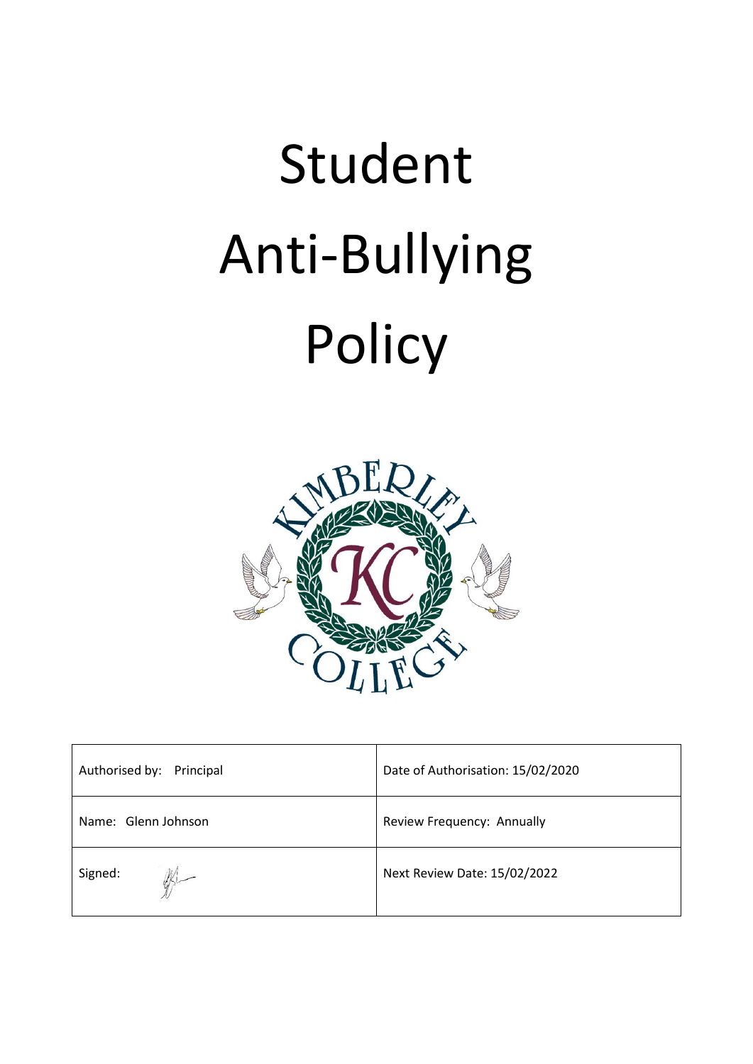# Student Anti-Bullying Policy

| Authorised by: Principal | Date of Authorisation: 15/02/2020 |
|---|---|
| Name: Glenn Johnson | Review Frequency: Annually |
| Signed: | Next Review Date: 15/02/2022 |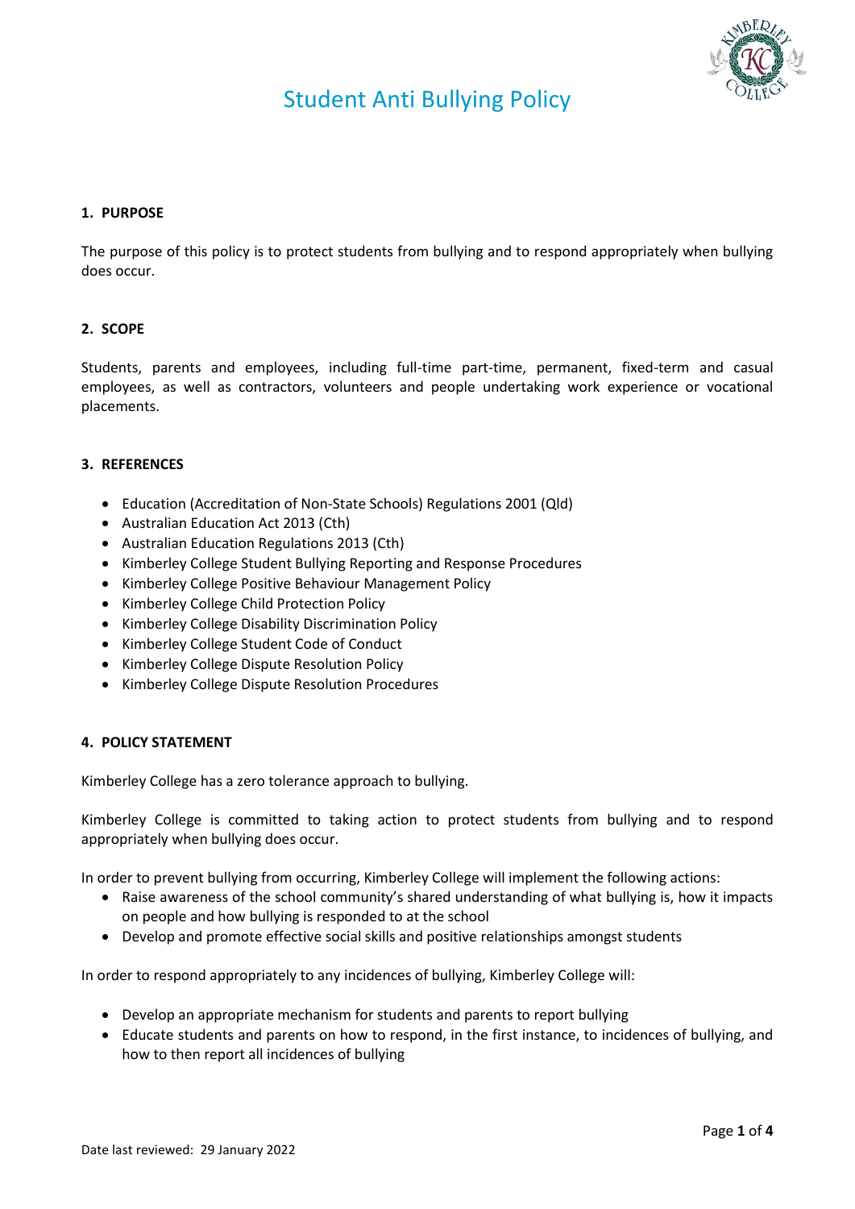# Student Anti Bullying Policy

## 1. PURPOSE

The purpose of this policy is to protect students from bullying and to respond appropriately when bullying does occur.

## 2. SCOPE

Students, parents and employees, including full-time part-time, permanent, fixed-term and casual employees, as well as contractors, volunteers and people undertaking work experience or vocational placements.

## 3. REFERENCES

- Education (Accreditation of Non-State Schools) Regulations 2001 (Qld)
- Australian Education Act 2013 (Cth)
- Australian Education Regulations 2013 (Cth)
- Kimberley College Student Bullying Reporting and Response Procedures
- Kimberley College Positive Behaviour Management Policy
- Kimberley College Child Protection Policy
- Kimberley College Disability Discrimination Policy
- Kimberley College Student Code of Conduct
- Kimberley College Dispute Resolution Policy
- Kimberley College Dispute Resolution Procedures

## 4. POLICY STATEMENT

Kimberley College has a zero tolerance approach to bullying.

Kimberley College is committed to taking action to protect students from bullying and to respond appropriately when bullying does occur.

In order to prevent bullying from occurring, Kimberley College will implement the following actions:

- Raise awareness of the school community's shared understanding of what bullying is, how it impacts on people and how bullying is responded to at the school
- Develop and promote effective social skills and positive relationships amongst students

In order to respond appropriately to any incidences of bullying, Kimberley College will:

- Develop an appropriate mechanism for students and parents to report bullying
- Educate students and parents on how to respond, in the first instance, to incidences of bullying, and how to then report all incidences of bullying

Date last reviewed: 29 January 2022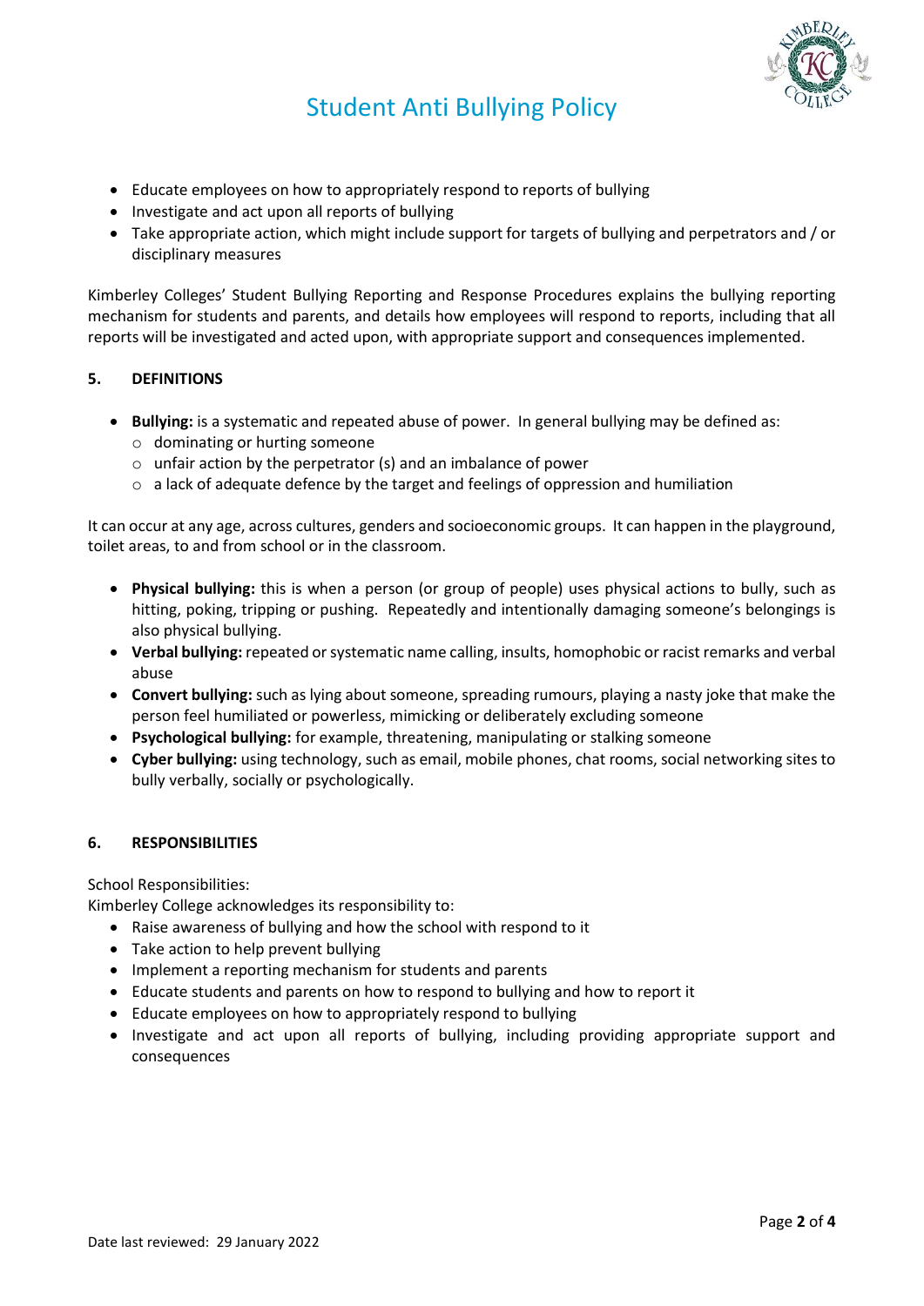- Educate employees on how to appropriately respond to reports of bullying
- Investigate and act upon all reports of bullying
- Take appropriate action, which might include support for targets of bullying and perpetrators and / or disciplinary measures

Kimberley Colleges' Student Bullying Reporting and Response Procedures explains the bullying reporting mechanism for students and parents, and details how employees will respond to reports, including that all reports will be investigated and acted upon, with appropriate support and consequences implemented.

## 5. DEFINITIONS

- **Bullying:** is a systematic and repeated abuse of power. In general bullying may be defined as:
  - dominating or hurting someone
  - unfair action by the perpetrator (s) and an imbalance of power
  - a lack of adequate defence by the target and feelings of oppression and humiliation

It can occur at any age, across cultures, genders and socioeconomic groups. It can happen in the playground, toilet areas, to and from school or in the classroom.

- **Physical bullying:** this is when a person (or group of people) uses physical actions to bully, such as hitting, poking, tripping or pushing. Repeatedly and intentionally damaging someone's belongings is also physical bullying.
- **Verbal bullying:** repeated or systematic name calling, insults, homophobic or racist remarks and verbal abuse
- **Convert bullying:** such as lying about someone, spreading rumours, playing a nasty joke that make the person feel humiliated or powerless, mimicking or deliberately excluding someone
- **Psychological bullying:** for example, threatening, manipulating or stalking someone
- **Cyber bullying:** using technology, such as email, mobile phones, chat rooms, social networking sites to bully verbally, socially or psychologically.

## 6. RESPONSIBILITIES

School Responsibilities:
Kimberley College acknowledges its responsibility to:

- Raise awareness of bullying and how the school with respond to it
- Take action to help prevent bullying
- Implement a reporting mechanism for students and parents
- Educate students and parents on how to respond to bullying and how to report it
- Educate employees on how to appropriately respond to bullying
- Investigate and act upon all reports of bullying, including providing appropriate support and consequences

Date last reviewed: 29 January 2022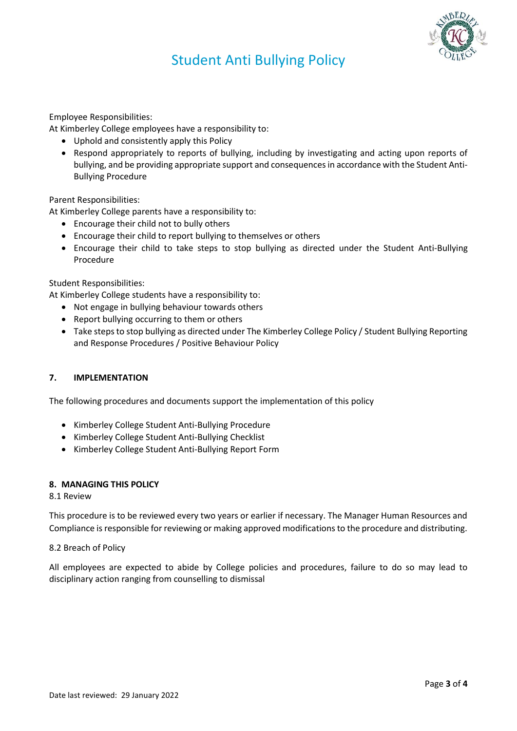Employee Responsibilities:

At Kimberley College employees have a responsibility to:

- Uphold and consistently apply this Policy
- Respond appropriately to reports of bullying, including by investigating and acting upon reports of bullying, and be providing appropriate support and consequences in accordance with the Student Anti-Bullying Procedure

Parent Responsibilities:

At Kimberley College parents have a responsibility to:

- Encourage their child not to bully others
- Encourage their child to report bullying to themselves or others
- Encourage their child to take steps to stop bullying as directed under the Student Anti-Bullying Procedure

Student Responsibilities:

At Kimberley College students have a responsibility to:

- Not engage in bullying behaviour towards others
- Report bullying occurring to them or others
- Take steps to stop bullying as directed under The Kimberley College Policy / Student Bullying Reporting and Response Procedures / Positive Behaviour Policy

## 7. IMPLEMENTATION

The following procedures and documents support the implementation of this policy

- Kimberley College Student Anti-Bullying Procedure
- Kimberley College Student Anti-Bullying Checklist
- Kimberley College Student Anti-Bullying Report Form

## 8. MANAGING THIS POLICY

8.1 Review

This procedure is to be reviewed every two years or earlier if necessary. The Manager Human Resources and Compliance is responsible for reviewing or making approved modifications to the procedure and distributing.

8.2 Breach of Policy

All employees are expected to abide by College policies and procedures, failure to do so may lead to disciplinary action ranging from counselling to dismissal